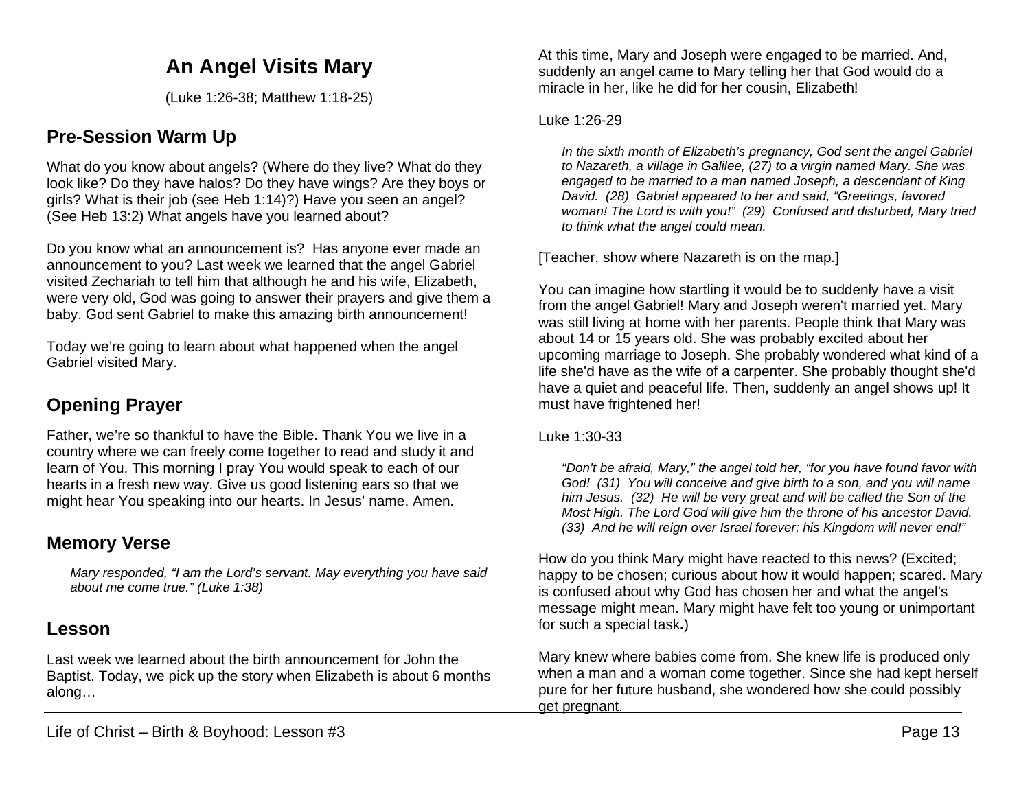# An Angel Visits Mary

(Luke 1:26-38; Matthew 1:18-25)

## Pre-Session Warm Up

What do you know about angels? (Where do they live? What do they look like? Do they have halos? Do they have wings? Are they boys or girls? What is their job (see Heb 1:14)?) Have you seen an angel? (See Heb 13:2) What angels have you learned about?

Do you know what an announcement is? Has anyone ever made an announcement to you? Last week we learned that the angel Gabriel visited Zechariah to tell him that although he and his wife, Elizabeth, were very old, God was going to answer their prayers and give them a baby. God sent Gabriel to make this amazing birth announcement!

Today we're going to learn about what happened when the angel Gabriel visited Mary.

## Opening Prayer

Father, we're so thankful to have the Bible. Thank You we live in a country where we can freely come together to read and study it and learn of You. This morning I pray You would speak to each of our hearts in a fresh new way. Give us good listening ears so that we might hear You speaking into our hearts. In Jesus' name. Amen.

## Memory Verse

> *Mary responded, "I am the Lord's servant. May everything you have said about me come true." (Luke 1:38)*

## Lesson

Last week we learned about the birth announcement for John the Baptist. Today, we pick up the story when Elizabeth is about 6 months along…

At this time, Mary and Joseph were engaged to be married. And, suddenly an angel came to Mary telling her that God would do a miracle in her, like he did for her cousin, Elizabeth!

Luke 1:26-29

> *In the sixth month of Elizabeth's pregnancy, God sent the angel Gabriel to Nazareth, a village in Galilee, (27) to a virgin named Mary. She was engaged to be married to a man named Joseph, a descendant of King David. (28) Gabriel appeared to her and said, "Greetings, favored woman! The Lord is with you!" (29) Confused and disturbed, Mary tried to think what the angel could mean.*

[Teacher, show where Nazareth is on the map.]

You can imagine how startling it would be to suddenly have a visit from the angel Gabriel! Mary and Joseph weren't married yet. Mary was still living at home with her parents. People think that Mary was about 14 or 15 years old. She was probably excited about her upcoming marriage to Joseph. She probably wondered what kind of a life she'd have as the wife of a carpenter. She probably thought she'd have a quiet and peaceful life. Then, suddenly an angel shows up! It must have frightened her!

Luke 1:30-33

> *"Don't be afraid, Mary," the angel told her, "for you have found favor with God! (31) You will conceive and give birth to a son, and you will name him Jesus. (32) He will be very great and will be called the Son of the Most High. The Lord God will give him the throne of his ancestor David. (33) And he will reign over Israel forever; his Kingdom will never end!"*

How do you think Mary might have reacted to this news? (Excited; happy to be chosen; curious about how it would happen; scared. Mary is confused about why God has chosen her and what the angel's message might mean. Mary might have felt too young or unimportant for such a special task.)

Mary knew where babies come from. She knew life is produced only when a man and a woman come together. Since she had kept herself pure for her future husband, she wondered how she could possibly get pregnant.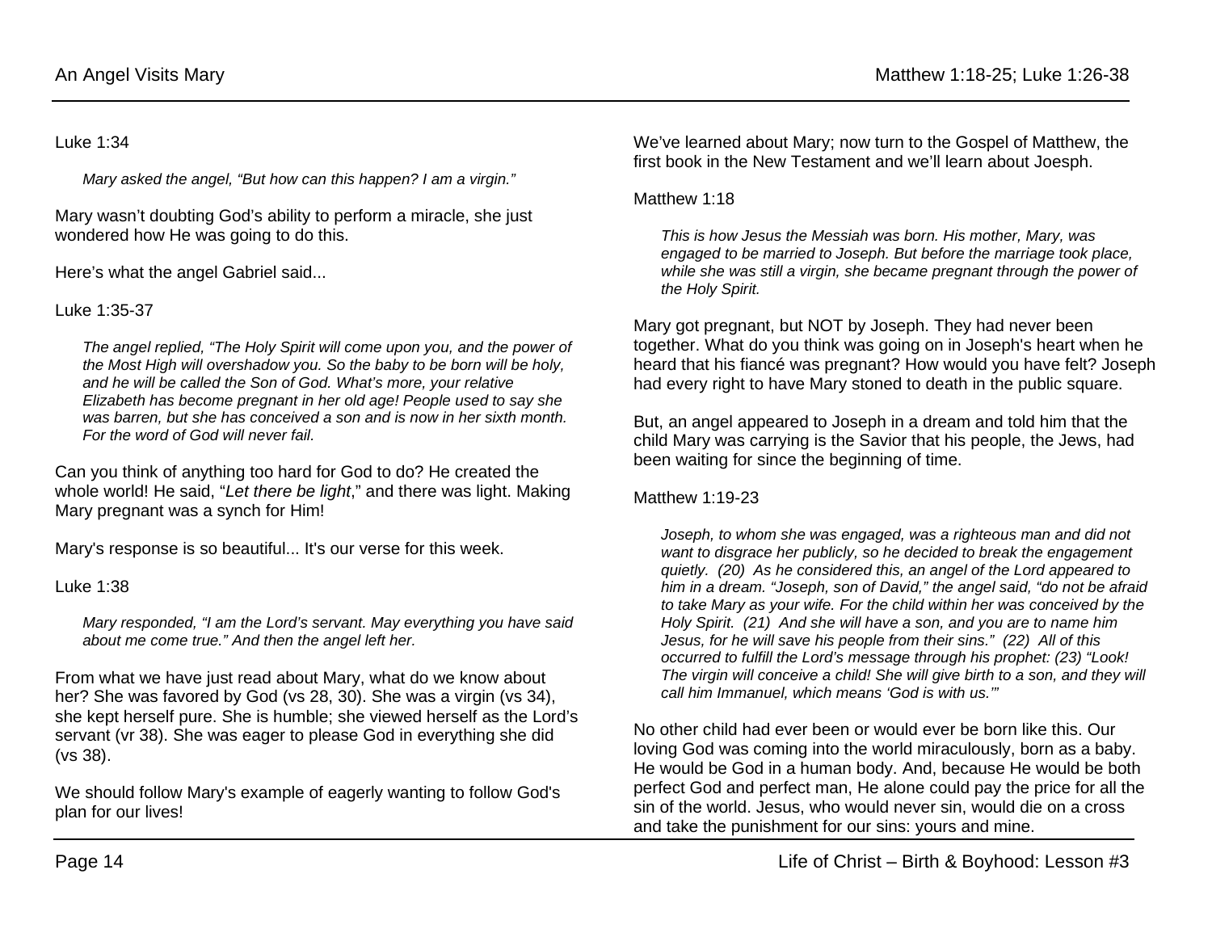Luke 1:34

*Mary asked the angel, "But how can this happen? I am a virgin."*

Mary wasn't doubting God's ability to perform a miracle, she just wondered how He was going to do this.

Here's what the angel Gabriel said...

Luke 1:35-37

*The angel replied, "The Holy Spirit will come upon you, and the power of the Most High will overshadow you. So the baby to be born will be holy, and he will be called the Son of God. What's more, your relative Elizabeth has become pregnant in her old age! People used to say she was barren, but she has conceived a son and is now in her sixth month. For the word of God will never fail.*

Can you think of anything too hard for God to do? He created the whole world! He said, "*Let there be light*," and there was light. Making Mary pregnant was a synch for Him!

Mary's response is so beautiful... It's our verse for this week.

Luke 1:38

*Mary responded, "I am the Lord's servant. May everything you have said about me come true." And then the angel left her.*

From what we have just read about Mary, what do we know about her? She was favored by God (vs 28, 30). She was a virgin (vs 34), she kept herself pure. She is humble; she viewed herself as the Lord's servant (vr 38). She was eager to please God in everything she did (vs 38).

We should follow Mary's example of eagerly wanting to follow God's plan for our lives!

We've learned about Mary; now turn to the Gospel of Matthew, the first book in the New Testament and we'll learn about Joesph.

Matthew 1:18

*This is how Jesus the Messiah was born. His mother, Mary, was engaged to be married to Joseph. But before the marriage took place, while she was still a virgin, she became pregnant through the power of the Holy Spirit.*

Mary got pregnant, but NOT by Joseph. They had never been together. What do you think was going on in Joseph's heart when he heard that his fiancé was pregnant? How would you have felt? Joseph had every right to have Mary stoned to death in the public square.

But, an angel appeared to Joseph in a dream and told him that the child Mary was carrying is the Savior that his people, the Jews, had been waiting for since the beginning of time.

Matthew 1:19-23

*Joseph, to whom she was engaged, was a righteous man and did not want to disgrace her publicly, so he decided to break the engagement quietly. (20) As he considered this, an angel of the Lord appeared to him in a dream. "Joseph, son of David," the angel said, "do not be afraid to take Mary as your wife. For the child within her was conceived by the Holy Spirit. (21) And she will have a son, and you are to name him Jesus, for he will save his people from their sins." (22) All of this occurred to fulfill the Lord's message through his prophet: (23) "Look! The virgin will conceive a child! She will give birth to a son, and they will call him Immanuel, which means 'God is with us.'"*

No other child had ever been or would ever be born like this. Our loving God was coming into the world miraculously, born as a baby. He would be God in a human body. And, because He would be both perfect God and perfect man, He alone could pay the price for all the sin of the world. Jesus, who would never sin, would die on a cross and take the punishment for our sins: yours and mine.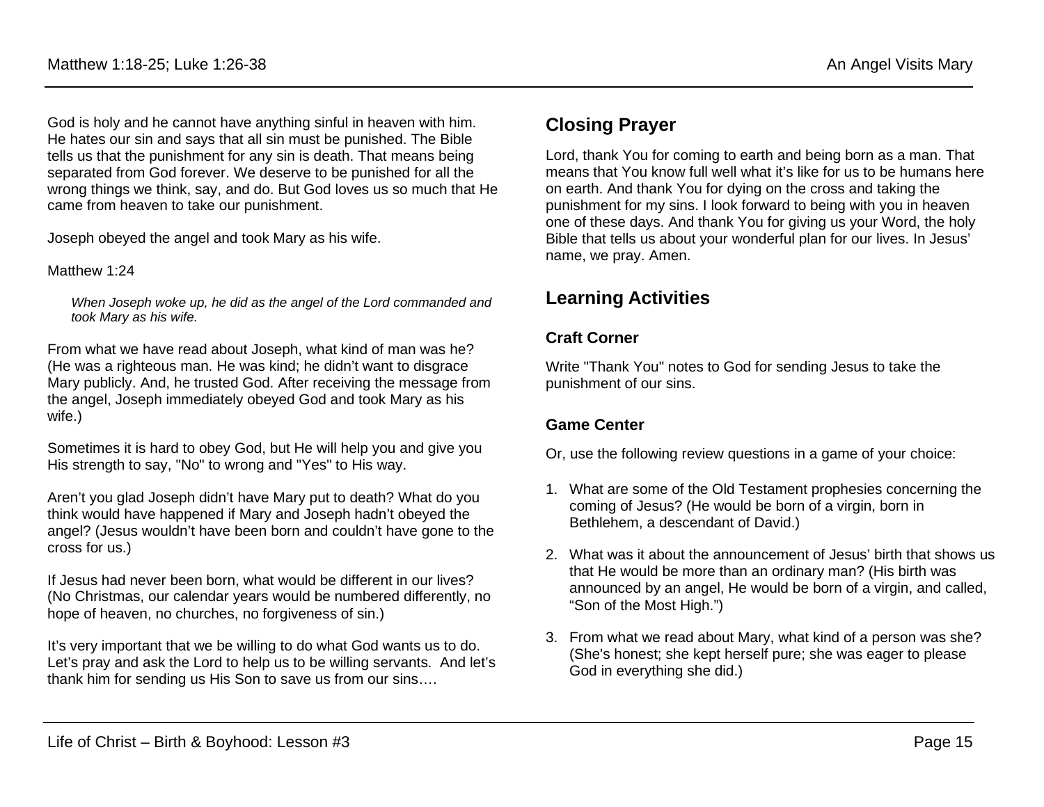God is holy and he cannot have anything sinful in heaven with him. He hates our sin and says that all sin must be punished. The Bible tells us that the punishment for any sin is death. That means being separated from God forever. We deserve to be punished for all the wrong things we think, say, and do. But God loves us so much that He came from heaven to take our punishment.

Joseph obeyed the angel and took Mary as his wife.

Matthew 1:24

> *When Joseph woke up, he did as the angel of the Lord commanded and took Mary as his wife.*

From what we have read about Joseph, what kind of man was he? (He was a righteous man. He was kind; he didn't want to disgrace Mary publicly. And, he trusted God. After receiving the message from the angel, Joseph immediately obeyed God and took Mary as his wife.)

Sometimes it is hard to obey God, but He will help you and give you His strength to say, "No" to wrong and "Yes" to His way.

Aren't you glad Joseph didn't have Mary put to death? What do you think would have happened if Mary and Joseph hadn't obeyed the angel? (Jesus wouldn't have been born and couldn't have gone to the cross for us.)

If Jesus had never been born, what would be different in our lives? (No Christmas, our calendar years would be numbered differently, no hope of heaven, no churches, no forgiveness of sin.)

It's very important that we be willing to do what God wants us to do. Let's pray and ask the Lord to help us to be willing servants. And let's thank him for sending us His Son to save us from our sins….

## Closing Prayer

Lord, thank You for coming to earth and being born as a man. That means that You know full well what it's like for us to be humans here on earth. And thank You for dying on the cross and taking the punishment for my sins. I look forward to being with you in heaven one of these days. And thank You for giving us your Word, the holy Bible that tells us about your wonderful plan for our lives. In Jesus' name, we pray. Amen.

## Learning Activities

### Craft Corner

Write "Thank You" notes to God for sending Jesus to take the punishment of our sins.

### Game Center

Or, use the following review questions in a game of your choice:

1. What are some of the Old Testament prophesies concerning the coming of Jesus? (He would be born of a virgin, born in Bethlehem, a descendant of David.)
2. What was it about the announcement of Jesus' birth that shows us that He would be more than an ordinary man? (His birth was announced by an angel, He would be born of a virgin, and called, "Son of the Most High.")
3. From what we read about Mary, what kind of a person was she? (She's honest; she kept herself pure; she was eager to please God in everything she did.)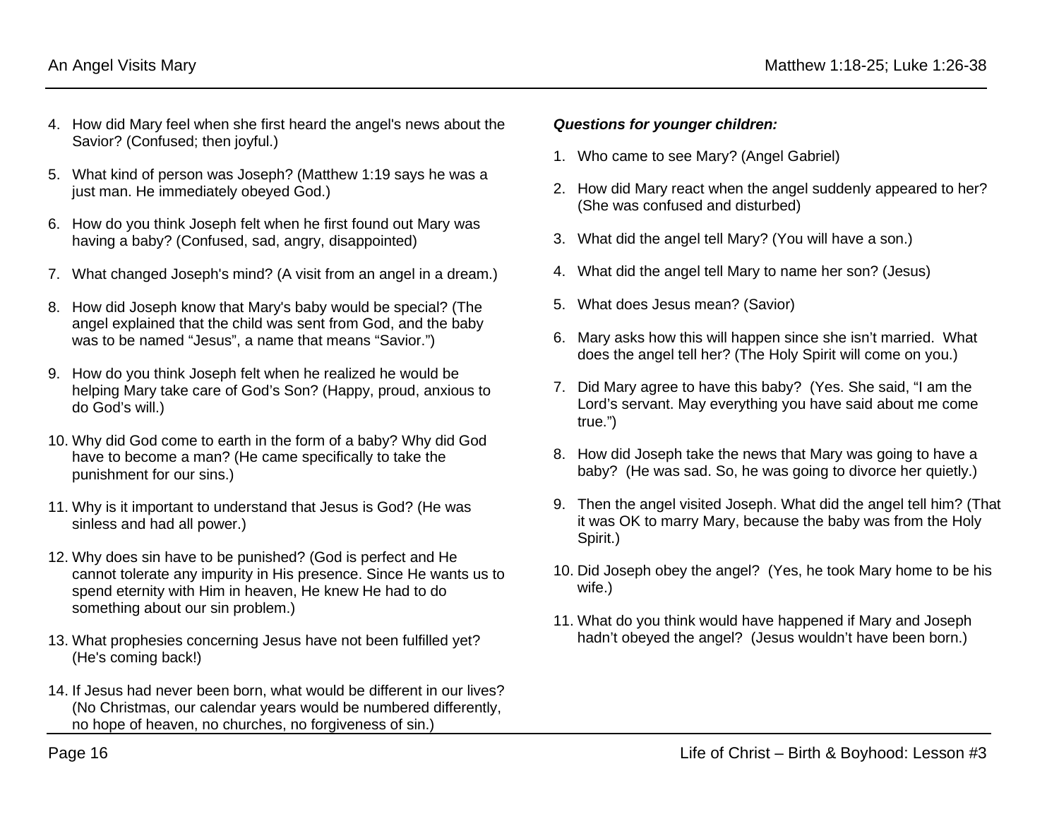4. How did Mary feel when she first heard the angel's news about the Savior? (Confused; then joyful.)

5. What kind of person was Joseph? (Matthew 1:19 says he was a just man. He immediately obeyed God.)

6. How do you think Joseph felt when he first found out Mary was having a baby? (Confused, sad, angry, disappointed)

7. What changed Joseph's mind? (A visit from an angel in a dream.)

8. How did Joseph know that Mary's baby would be special? (The angel explained that the child was sent from God, and the baby was to be named "Jesus", a name that means "Savior.")

9. How do you think Joseph felt when he realized he would be helping Mary take care of God's Son? (Happy, proud, anxious to do God's will.)

10. Why did God come to earth in the form of a baby? Why did God have to become a man? (He came specifically to take the punishment for our sins.)

11. Why is it important to understand that Jesus is God? (He was sinless and had all power.)

12. Why does sin have to be punished? (God is perfect and He cannot tolerate any impurity in His presence. Since He wants us to spend eternity with Him in heaven, He knew He had to do something about our sin problem.)

13. What prophesies concerning Jesus have not been fulfilled yet? (He's coming back!)

14. If Jesus had never been born, what would be different in our lives? (No Christmas, our calendar years would be numbered differently, no hope of heaven, no churches, no forgiveness of sin.)

***Questions for younger children:***

1. Who came to see Mary? (Angel Gabriel)

2. How did Mary react when the angel suddenly appeared to her? (She was confused and disturbed)

3. What did the angel tell Mary? (You will have a son.)

4. What did the angel tell Mary to name her son? (Jesus)

5. What does Jesus mean? (Savior)

6. Mary asks how this will happen since she isn't married. What does the angel tell her? (The Holy Spirit will come on you.)

7. Did Mary agree to have this baby? (Yes. She said, "I am the Lord's servant. May everything you have said about me come true.")

8. How did Joseph take the news that Mary was going to have a baby? (He was sad. So, he was going to divorce her quietly.)

9. Then the angel visited Joseph. What did the angel tell him? (That it was OK to marry Mary, because the baby was from the Holy Spirit.)

10. Did Joseph obey the angel? (Yes, he took Mary home to be his wife.)

11. What do you think would have happened if Mary and Joseph hadn't obeyed the angel? (Jesus wouldn't have been born.)